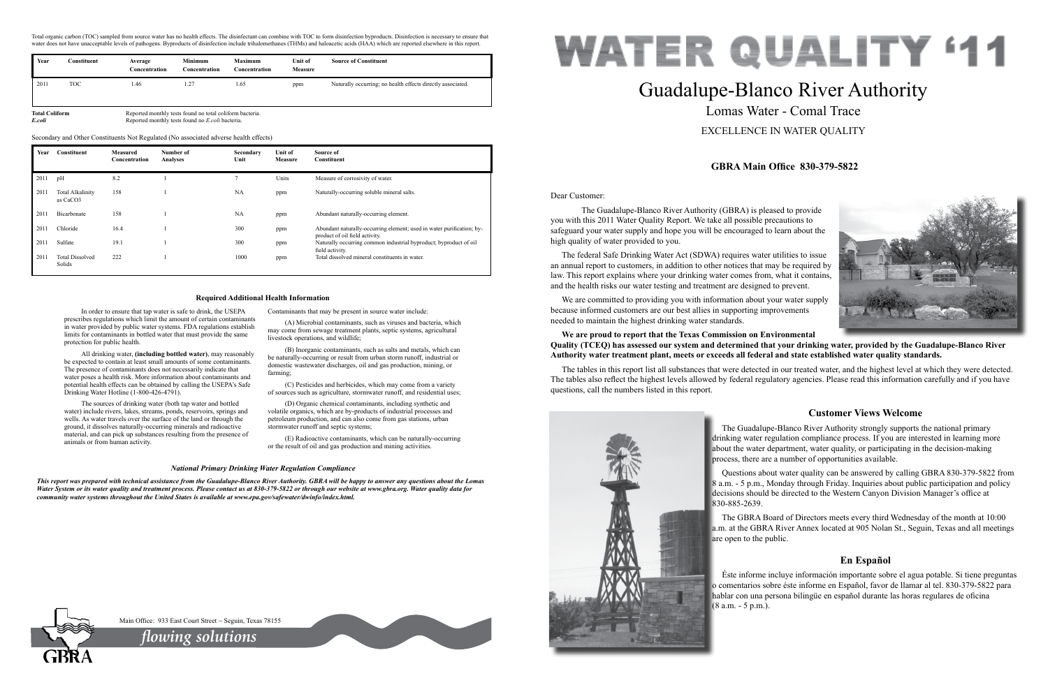# WATER QUALITY '11

## Guadalupe-Blanco River Authority

### Lomas Water - Comal Trace

EXCELLENCE IN WATER QUALITY

**GBRA Main Office 830-379-5822**

Dear Customer:

The Guadalupe-Blanco River Authority (GBRA) is pleased to provide you with this 2011 Water Quality Report. We take all possible precautions to safeguard your water supply and hope you will be encouraged to learn about the high quality of water provided to you.

The federal Safe Drinking Water Act (SDWA) requires water utilities to issue an annual report to customers, in addition to other notices that may be required by law. This report explains where your drinking water comes from, what it contains, and the health risks our water testing and treatment are designed to prevent.

We are committed to providing you with information about your water supply because informed customers are our best allies in supporting improvements needed to maintain the highest drinking water standards.

**We are proud to report that the Texas Commission on Environmental Quality (TCEQ) has assessed our system and determined that your drinking water, provided by the Guadalupe-Blanco River Authority water treatment plant, meets or exceeds all federal and state established water quality standards.**

The tables in this report list all substances that were detected in our treated water, and the highest level at which they were detected. The tables also reflect the highest levels allowed by federal regulatory agencies. Please read this information carefully and if you have questions, call the numbers listed in this report.

### Customer Views Welcome

The Guadalupe-Blanco River Authority strongly supports the national primary drinking water regulation compliance process. If you are interested in learning more about the water department, water quality, or participating in the decision-making process, there are a number of opportunities available.

Questions about water quality can be answered by calling GBRA 830-379-5822 from 8 a.m. - 5 p.m., Monday through Friday. Inquiries about public participation and policy decisions should be directed to the Western Canyon Division Manager's office at 830-885-2639.

The GBRA Board of Directors meets every third Wednesday of the month at 10:00 a.m. at the GBRA River Annex located at 905 Nolan St., Seguin, Texas and all meetings are open to the public.

### En Español

Éste informe incluye información importante sobre el agua potable. Si tiene preguntas o comentarios sobre éste informe en Español, favor de llamar al tel. 830-379-5822 para hablar con una persona bilingüe en español durante las horas regulares de oficina (8 a.m. - 5 p.m.).

---

Total organic carbon (TOC) sampled from source water has no health effects. The disinfectant can combine with TOC to form disinfection byproducts. Disinfection is necessary to ensure that water does not have unacceptable levels of pathogens. Byproducts of disinfection include trihalomethanes (THMs) and haloacetic acids (HAA) which are reported elsewhere in this report.

| Year | Constituent | Average Concentration | Minimum Concentration | Maximum Concentration | Unit of Measure | Source of Constituent |
|---|---|---|---|---|---|---|
| 2011 | TOC | 1.46 | 1.27 | 1.65 | ppm | Naturally occurring; no health effects directly associated. |

**Total Coliform** Reported monthly tests found no total coliform bacteria.
***E.coli*** Reported monthly tests found no *E.coli* bacteria.

Secondary and Other Constituents Not Regulated (No associated adverse health effects)

| Year | Constituent | Measured Concentration | Number of Analyses | Secondary Unit | Unit of Measure | Source of Constituent |
|---|---|---|---|---|---|---|
| 2011 | pH | 8.2 | 1 | 7 | Units | Measure of corrosivity of water. |
| 2011 | Total Alkalinity as $CaCO_3$ | 158 | 1 | NA | ppm | Naturally-occurring soluble mineral salts. |
| 2011 | Bicarbonate | 158 | 1 | NA | ppm | Abundant naturally-occurring element. |
| 2011 | Chloride | 16.4 | 1 | 300 | ppm | Abundant naturally-occurring element; used in water purification; by-product of oil field activity. |
| 2011 | Sulfate | 19.1 | 1 | 300 | ppm | Naturally occurring common industrial byproduct; byproduct of oil field activity. |
| 2011 | Total Dissolved Solids | 222 | 1 | 1000 | ppm | Total dissolved mineral constituents in water. |

### Required Additional Health Information

In order to ensure that tap water is safe to drink, the USEPA prescribes regulations which limit the amount of certain contaminants in water provided by public water systems. FDA regulations establish limits for contaminants in bottled water that must provide the same protection for public health.

All drinking water, **(including bottled water)**, may reasonably be expected to contain at least small amounts of some contaminants. The presence of contaminants does not necessarily indicate that water poses a health risk. More information about contaminants and potential health effects can be obtained by calling the USEPA's Safe Drinking Water Hotline (1-800-426-4791).

The sources of drinking water (both tap water and bottled water) include rivers, lakes, streams, ponds, reservoirs, springs and wells. As water travels over the surface of the land or through the ground, it dissolves naturally-occurring minerals and radioactive material, and can pick up substances resulting from the presence of animals or from human activity.

Contaminants that may be present in source water include:

(A) Microbial contaminants, such as viruses and bacteria, which may come from sewage treatment plants, septic systems, agricultural livestock operations, and wildlife;

(B) Inorganic contaminants, such as salts and metals, which can be naturally-occurring or result from urban storm runoff, industrial or domestic wastewater discharges, oil and gas production, mining, or farming;

(C) Pesticides and herbicides, which may come from a variety of sources such as agriculture, stormwater runoff, and residential uses;

(D) Organic chemical contaminants, including synthetic and volatile organics, which are by-products of industrial processes and petroleum production, and can also come from gas stations, urban stormwater runoff and septic systems;

(E) Radioactive contaminants, which can be naturally-occurring or the result of oil and gas production and mining activities.

#### *National Primary Drinking Water Regulation Compliance*

***This report was prepared with technical assistance from the Guadalupe-Blanco River Authority. GBRA will be happy to answer any questions about the Lomas Water System or its water quality and treatment process. Please contact us at 830-379-5822 or through our website at www.gbra.org. Water quality data for community water systems throughout the United States is available at www.epa.gov/safewater/dwinfo/index.html.***

Main Office: 933 East Court Street ~ Seguin, Texas 78155

GBRA *flowing solutions*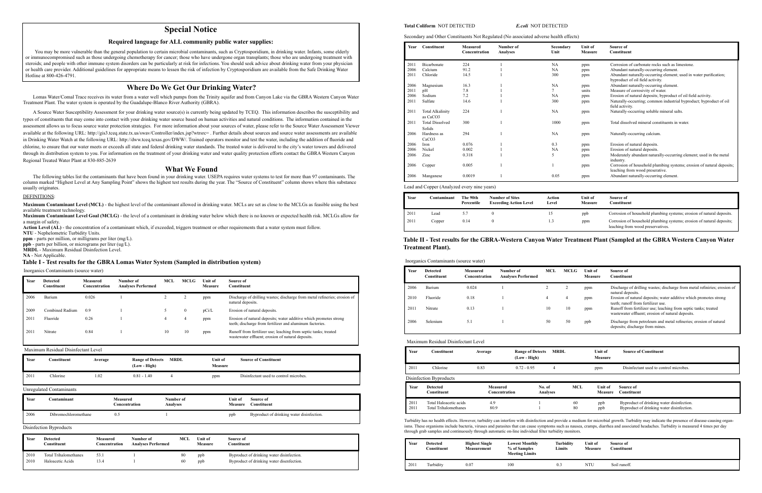# Special Notice

### Required language for ALL community public water supplies:

You may be more vulnerable than the general population to certain microbial contaminants, such as Cryptosporidium, in drinking water. Infants, some elderly or immunocompromised such as those undergoing chemotherapy for cancer; those who have undergone organ transplants; those who are undergoing treatment with steroids; and people with other immune system disorders can be particularly at risk for infections. You should seek advice about drinking water from your physician or health care provider. Additional guidelines for appropriate means to lessen the risk of infection by Cryptosporidium are available from the Safe Drinking Water Hotline at 800-426-4791.

## Where Do We Get Our Drinking Water?

Lomas Water/Comal Trace receives its water from a water well which pumps from the Trinity aquifer and from Canyon Lake via the GBRA Western Canyon Water Treatment Plant. The water system is operated by the Guadalupe-Blanco River Authority (GBRA).

A Source Water Susceptibility Assessment for your drinking water source(s) is currently being updated by TCEQ. This information describes the susceptibility and types of constituents that may come into contact with your drinking water source based on human activities and natural conditions. The information contained in the assessment allows us to focus source water protection strategies. For more information about your sources of water, please refer to the Source Water Assessment Viewer available at the following URL: http://gis3.tceq.state.tx.us/swav/Controller/index.jsp?wtrsrc= . Further details about sources and source water assessments are available in Drinking Water Watch at the following URL: http://dww.tceq.texas.gov/DWW/. Trained operators monitor and test the water, including the addition of fluoride and chlorine, to ensure that our water meets or exceeds all state and federal drinking water standards. The treated water is delivered to the city's water towers and delivered through its distribution system to you. For information on the treatment of your drinking water and water quality protection efforts contact the GBRA Western Canyon Regional Treated Water Plant at 830-885-2639

## What We Found

The following tables list the contaminants that have been found in your drinking water. USEPA requires water systems to test for more than 97 contaminants. The column marked "Highest Level at Any Sampling Point" shows the highest test results during the year. The "Source of Constituent" column shows where this substance usually originates.

DEFINITIONS:

**Maximum Contaminant Level (MCL)** - the highest level of the contaminant allowed in drinking water. MCLs are set as close to the MCLGs as feasible using the best available treatment technology.
**Maximum Contaminant Level Goal (MCLG)** - the level of a contaminant in drinking water below which there is no known or expected health risk. MCLGs allow for a margin of safety.
**Action Level (AL)** - the concentration of a contaminant which, if exceeded, triggers treatment or other requirements that a water system must follow.
**NTU** - Nephelometric Turbidity Units.
**ppm** - parts per million, or milligrams per liter (mg/L).
**ppb** - parts per billion, or micrograms per liter (ug/L).
**MRDL** - Maximum Residual Disinfection Level.
**NA** - Not Applicable.

### Table I - Test results for the GBRA Lomas Water System (Sampled in distribution system)

Inorganics Contaminants (source water)

| Year | Detected Constituent | Measured Concentration | Number of Analyses Performed | MCL | MCLG | Unit of Measure | Source of Constituent |
|---|---|---|---|---|---|---|---|
| 2006 | Barium | 0.026 | 1 | 2 | 2 | ppm | Discharge of drilling wastes; discharge from metal refineries; erosion of natural deposits. |
| 2009 | Combined Radium | 0.9 | 1 | 5 | 0 | pCi/L | Erosion of natural deposits. |
| 2011 | Fluoride | 0.26 | 1 | 4 | 4 | ppm | Erosion of natural deposits; water additive which promotes strong teeth; discharge from fertilizer and aluminum factories. |
| 2011 | Nitrate | 0.84 | 1 | 10 | 10 | ppm | Runoff from fertilizer use; leaching from septic tanks; treated wastewater effluent; erosion of natural deposits. |

Maximum Residual Disinfectant Level

| Year | Constituent | Average | Range of Detects (Low - High) | MRDL | Unit of Measure | Source of Constituent |
|---|---|---|---|---|---|---|
| 2011 | Chlorine | 1.02 | 0.81 - 1.40 | 4 | ppm | Disinfectant used to control microbes. |

Unregulated Contaminants

| Year | Contaminant | Measured Concentration | Number of Analyses | Unit of Measure | Source of Constituent |
|---|---|---|---|---|---|
| 2006 | Dibromochloromethane | 0.5 | 1 | ppb | Byproduct of drinking water disinfection. |

Disinfection Byproducts

| Year | Detected Constituent | Measured Concentration | Number of Analyses Performed | MCL | Unit of Measure | Source of Constituent |
|---|---|---|---|---|---|---|
| 2010 | Total Trihalomethanes | 53.1 | 1 | 80 | ppb | Byproduct of drinking water disinfection. |
| 2010 | Haloacetic Acids | 13.4 | 1 | 60 | ppb | Byproduct of drinking water disenfection. |

**Total Coliform** NOT DETECTED **_E.coli_** NOT DETECTED

Secondary and Other Constituents Not Regulated (No associated adverse health effects)

| Year | Constituent | Measured Concentration | Number of Analyses | Secondary Unit | Unit of Measure | Source of Constituent |
|---|---|---|---|---|---|---|
| 2011 | Bicarbonate | 224 | 1 | NA | ppm | Corrosion of carbonate rocks such as limestone. |
| 2006 | Calcium | 91.2 | 1 | NA | ppm | Abundant naturally-occurring element. |
| 2011 | Chloride | 14.5 | 1 | 300 | ppm | Abundant naturally-occurring element; used in water purification; byproduct of oil field activity. |
| 2006 | Magnesium | 16.3 | 1 | NA | ppm | Abundant naturally-occurring element. |
| 2011 | pH | 7.8 | 1 | 7 | units | Measure of corrosivity of water. |
| 2006 | Sodium | 7.2 | 1 | NA | ppm | Erosion of natural deposits; byproduct of oil field activity. |
| 2011 | Sulfate | 14.6 | 1 | 300 | ppm | Naturally-occurring; common industrial byproduct; byproduct of oil field activity. |
| 2011 | Total Alkalinity as CaCO3 | 224 | 1 | NA | ppm | Naturally-occurring soluble mineral salts. |
| 2011 | Total Dissolved Solids | 300 | 1 | 1000 | ppm | Total dissolved mineral constituents in water. |
| 2006 | Hardness as CaCO3 | 294 | 1 | NA | ppm | Naturally-occurring calcium. |
| 2006 | Iron | 0.076 | 1 | 0.3 | ppm | Erosion of natural deposits. |
| 2006 | Nickel | 0.002 | 1 | NA | ppm | Erosion of natural deposits. |
| 2006 | Zinc | 0.318 | 1 | 5 | ppm | Moderately abundant naturally-occurring element; used in the metal industry. |
| 2006 | Copper | 0.005 | 1 | 1 | ppm | Corrosion of household plumbing systems; erosion of natural deposits; leaching from wood preserative. |
| 2006 | Manganese | 0.0019 | 1 | 0.05 | ppm | Abundant naturally-occurring element. |

Lead and Copper (Analyzed every nine years)

| Year | Contaminant | The 90th Percentile | Number of Sites Exceeding Action Level | Action Level | Unit of Measure | Source of Constituent |
|---|---|---|---|---|---|---|
| 2011 | Lead | 5.7 | 0 | 15 | ppb | Corrosion of household plumbing systems; erosion of natural deposits. |
| 2011 | Copper | 0.14 | 0 | 1.3 | ppm | Corrosion of household plumbing systems; erosion of natural deposits; leaching from wood preservatives. |

### Table II - Test results for the GBRA-Western Canyon Water Treatment Plant (Sampled at the GBRA Western Canyon Water Treatment Plant).

Inorganics Contaminants (source water)

| Year | Detected Constituent | Measured Concentration | Number of Analyses Performed | MCL | MCLG | Unit of Measure | Source of Constituent |
|---|---|---|---|---|---|---|---|
| 2006 | Barium | 0.024 | 1 | 2 | 2 | ppm | Discharge of drilling wastes; discharge from metal refinries; erosion of natural deposits. |
| 2010 | Fluoride | 0.18 | 1 | 4 | 4 | ppm | Erosion of natural deposits; water additive which promotes strong teeth; runoff from fertilizer use. |
| 2011 | Nitrate | 0.13 | 1 | 10 | 10 | ppm | Runoff from fertilizer use; leaching from septic tanks; treated wastewater effluent; erosion of natural deposits. |
| 2006 | Selenium | 5.1 | 1 | 50 | 50 | ppb | Discharge from petroleum and metal refineries; erosion of natural deposits; discharge from mines. |

Maximum Residual Disinfectant Level

| Year | Constituent | Average | Range of Detects (Low - High) | MRDL | Unit of Measure | Source of Constituent |
|---|---|---|---|---|---|---|
| 2011 | Chlorine | 0.83 | 0.72 - 0.95 | 4 | ppm | Disinfectant used to control microbes. |

Disinfection Byproducts

| Year | Detected Constituent | Measured Concentration | No. of Analyses | MCL | Unit of Measure | Source of Constituent |
|---|---|---|---|---|---|---|
| 2011 | Total Haloacetic acids | 4.9 | 1 | 60 | ppb | Byproduct of drinking water disinfection. |
| 2011 | Total Trihalomethanes | 80.9 | 1 | 80 | ppb | Byproduct of drinking water disinfection. |

Turbidity has no health effects. However, turbidity can interfere with disinfection and provide a medium for microbial growth. Turbidity may indicate the presence of disease-causing organisms. These organisms include bacteria, viruses and parasites that can cause symptoms such as nausea, cramps, diarrhea and associated headaches. Turbidity is measured 4 times per day through grab samples and continuously through automatic on-line individual filter turbidity monitors.

| Year | Detected Constituent | Highest Single Measurement | Lowest Monthly % of Samples Meeting Limits | Turbidity Limits | Unit of Measure | Source of Constituent |
|---|---|---|---|---|---|---|
| 2011 | Turbidity | 0.07 | 100 | 0.3 | NTU | Soil runoff. |